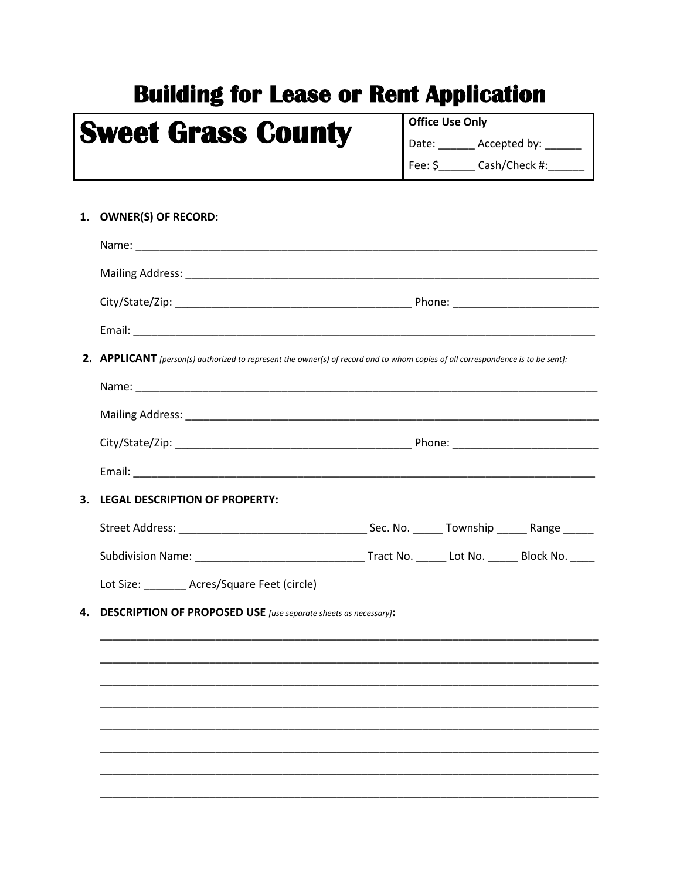# Building for Lease or Rent Application

| **Sweet Grass County** | **Office Use Only**<br>Date: ______ Accepted by: ______<br>Fee: $______ Cash/Check #:______ |
|---|---|

1. **OWNER(S) OF RECORD:**

   Name: ________________________________________________________________________________

   Mailing Address: ________________________________________________________________________

   City/State/Zip: ________________________________________ Phone: ________________________

   Email: ________________________________________________________________________________

2. **APPLICANT** *[person(s) authorized to represent the owner(s) of record and to whom copies of all correspondence is to be sent]:*

   Name: ________________________________________________________________________________

   Mailing Address: ________________________________________________________________________

   City/State/Zip: ________________________________________ Phone: ________________________

   Email: ________________________________________________________________________________

3. **LEGAL DESCRIPTION OF PROPERTY:**

   Street Address: _______________________________ Sec. No. _____ Township _____ Range _____

   Subdivision Name: ____________________________ Tract No. _____ Lot No. _____ Block No. ____

   Lot Size: _______ Acres/Square Feet (circle)

4. **DESCRIPTION OF PROPOSED USE** *[use separate sheets as necessary]*:

   ________________________________________________________________________________________

   ________________________________________________________________________________________

   ________________________________________________________________________________________

   ________________________________________________________________________________________

   ________________________________________________________________________________________

   ________________________________________________________________________________________

   ________________________________________________________________________________________

   ________________________________________________________________________________________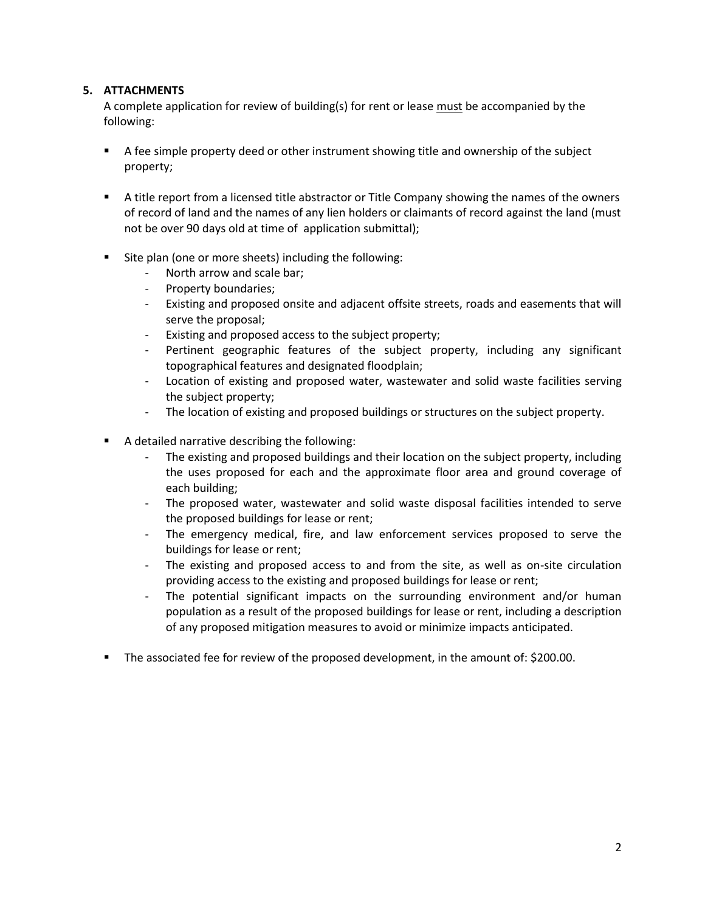**5. ATTACHMENTS**

A complete application for review of building(s) for rent or lease must be accompanied by the following:

- A fee simple property deed or other instrument showing title and ownership of the subject property;

- A title report from a licensed title abstractor or Title Company showing the names of the owners of record of land and the names of any lien holders or claimants of record against the land (must not be over 90 days old at time of application submittal);

- Site plan (one or more sheets) including the following:
  - North arrow and scale bar;
  - Property boundaries;
  - Existing and proposed onsite and adjacent offsite streets, roads and easements that will serve the proposal;
  - Existing and proposed access to the subject property;
  - Pertinent geographic features of the subject property, including any significant topographical features and designated floodplain;
  - Location of existing and proposed water, wastewater and solid waste facilities serving the subject property;
  - The location of existing and proposed buildings or structures on the subject property.

- A detailed narrative describing the following:
  - The existing and proposed buildings and their location on the subject property, including the uses proposed for each and the approximate floor area and ground coverage of each building;
  - The proposed water, wastewater and solid waste disposal facilities intended to serve the proposed buildings for lease or rent;
  - The emergency medical, fire, and law enforcement services proposed to serve the buildings for lease or rent;
  - The existing and proposed access to and from the site, as well as on-site circulation providing access to the existing and proposed buildings for lease or rent;
  - The potential significant impacts on the surrounding environment and/or human population as a result of the proposed buildings for lease or rent, including a description of any proposed mitigation measures to avoid or minimize impacts anticipated.

- The associated fee for review of the proposed development, in the amount of: $200.00.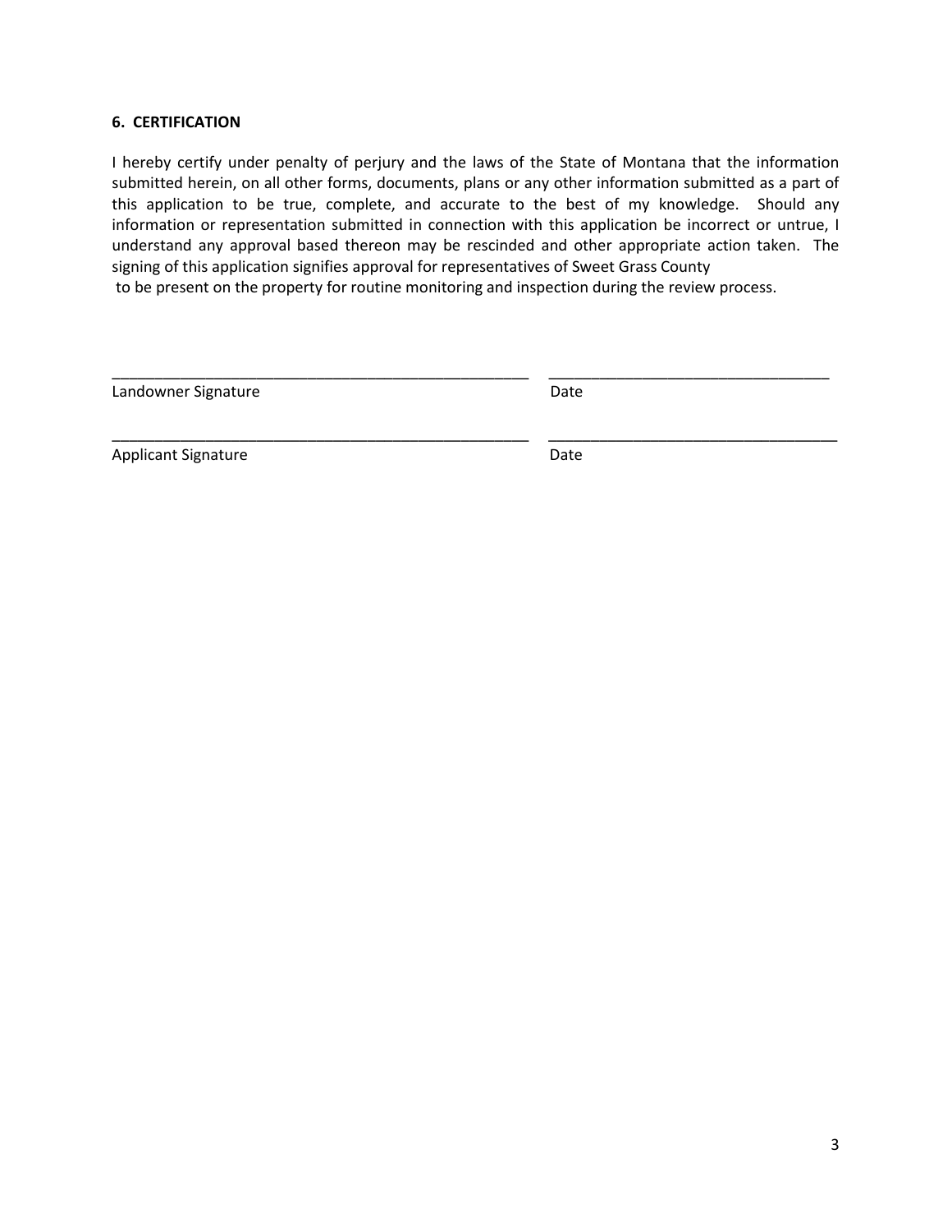**6. CERTIFICATION**

I hereby certify under penalty of perjury and the laws of the State of Montana that the information submitted herein, on all other forms, documents, plans or any other information submitted as a part of this application to be true, complete, and accurate to the best of my knowledge. Should any information or representation submitted in connection with this application be incorrect or untrue, I understand any approval based thereon may be rescinded and other appropriate action taken. The signing of this application signifies approval for representatives of Sweet Grass County to be present on the property for routine monitoring and inspection during the review process.

| | |
|---|---|
| ___________________________________________________ | _________________________________ |
| Landowner Signature | Date |
| ___________________________________________________ | __________________________________ |
| Applicant Signature | Date |